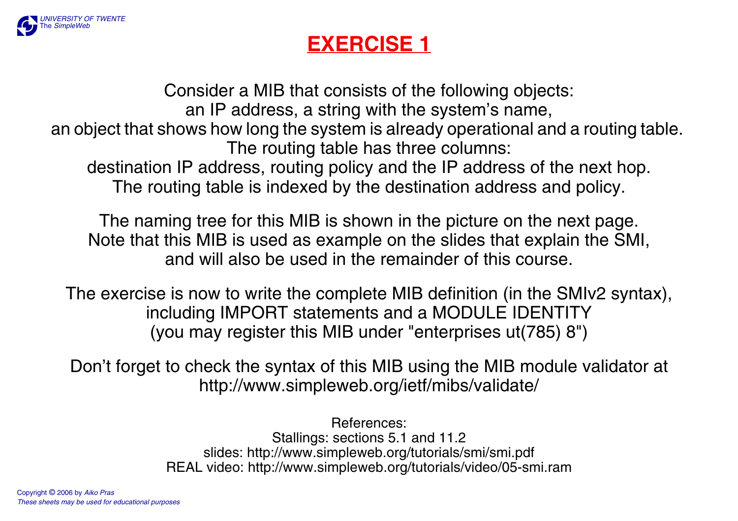# EXERCISE 1

Consider a MIB that consists of the following objects:
an IP address, a string with the system's name,
an object that shows how long the system is already operational and a routing table.
The routing table has three columns:
destination IP address, routing policy and the IP address of the next hop.
The routing table is indexed by the destination address and policy.

The naming tree for this MIB is shown in the picture on the next page.
Note that this MIB is used as example on the slides that explain the SMI,
and will also be used in the remainder of this course.

The exercise is now to write the complete MIB definition (in the SMIv2 syntax),
including IMPORT statements and a MODULE IDENTITY
(you may register this MIB under "enterprises ut(785) 8")

Don't forget to check the syntax of this MIB using the MIB module validator at
http://www.simpleweb.org/ietf/mibs/validate/

References:
Stallings: sections 5.1 and 11.2
slides: http://www.simpleweb.org/tutorials/smi/smi.pdf
REAL video: http://www.simpleweb.org/tutorials/video/05-smi.ram

Copyright © 2006 by *Aiko Pras*
*These sheets may be used for educational purposes*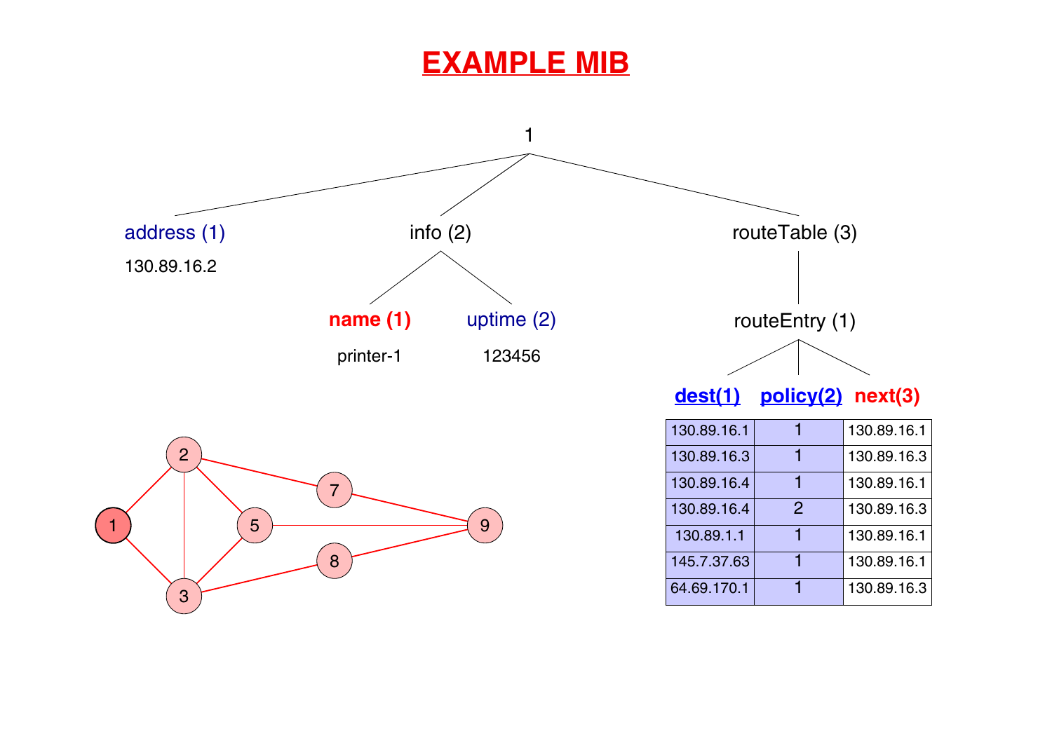# EXAMPLE MIB

1

address (1)

130.89.16.2

info (2)

name (1)

printer-1

uptime (2)

123456

routeTable (3)

routeEntry (1)

| dest(1) | policy(2) | next(3) |
|---|---|---|
| 130.89.16.1 | 1 | 130.89.16.1 |
| 130.89.16.3 | 1 | 130.89.16.3 |
| 130.89.16.4 | 1 | 130.89.16.1 |
| 130.89.16.4 | 2 | 130.89.16.3 |
| 130.89.1.1 | 1 | 130.89.16.1 |
| 145.7.37.63 | 1 | 130.89.16.1 |
| 64.69.170.1 | 1 | 130.89.16.3 |

1

2

3

5

7

8

9